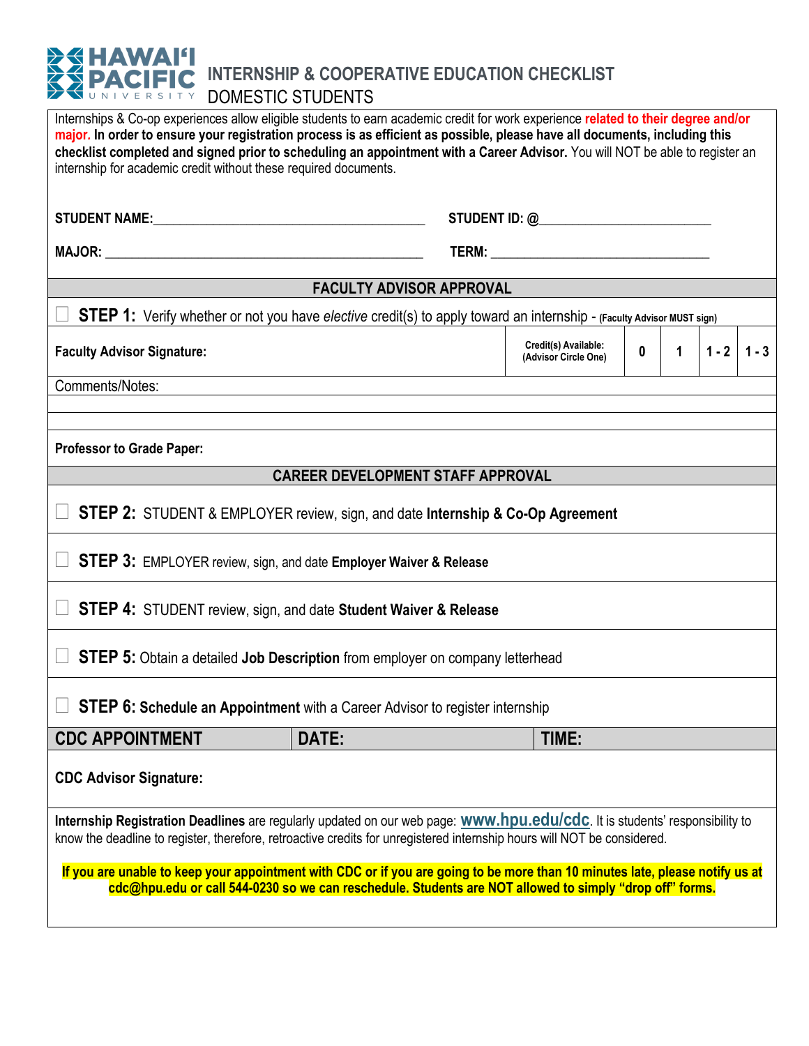# HAWAIʻI PACIFIC UNIVERSITY

## INTERNSHIP & COOPERATIVE EDUCATION CHECKLIST
## DOMESTIC STUDENTS

Internships & Co-op experiences allow eligible students to earn academic credit for work experience **related to their degree and/or major. In order to ensure your registration process is as efficient as possible, please have all documents, including this checklist completed and signed prior to scheduling an appointment with a Career Advisor.** You will NOT be able to register an internship for academic credit without these required documents.

**STUDENT NAME:**\_\_\_\_\_\_\_\_\_\_\_\_\_\_\_\_\_\_\_\_\_\_\_\_\_\_\_\_\_\_\_\_ **STUDENT ID: @**\_\_\_\_\_\_\_\_\_\_\_\_\_\_\_\_\_\_\_\_

**MAJOR:** \_\_\_\_\_\_\_\_\_\_\_\_\_\_\_\_\_\_\_\_\_\_\_\_\_\_\_\_\_\_\_\_\_\_\_\_ **TERM:** \_\_\_\_\_\_\_\_\_\_\_\_\_\_\_\_\_\_\_\_\_\_\_\_\_\_

### FACULTY ADVISOR APPROVAL

☐ **STEP 1:** Verify whether or not you have *elective* credit(s) to apply toward an internship - **(Faculty Advisor MUST sign)**

| Faculty Advisor Signature: | Credit(s) Available: (Advisor Circle One) | 0 | 1 | 1 - 2 | 1 - 3 |
|---|---|---|---|---|---|

Comments/Notes:

**Professor to Grade Paper:**

### CAREER DEVELOPMENT STAFF APPROVAL

☐ **STEP 2:** STUDENT & EMPLOYER review, sign, and date **Internship & Co-Op Agreement**

☐ **STEP 3:** EMPLOYER review, sign, and date **Employer Waiver & Release**

☐ **STEP 4:** STUDENT review, sign, and date **Student Waiver & Release**

☐ **STEP 5:** Obtain a detailed **Job Description** from employer on company letterhead

☐ **STEP 6: Schedule an Appointment** with a Career Advisor to register internship

| CDC APPOINTMENT | DATE: | TIME: |
|---|---|---|

**CDC Advisor Signature:**

**Internship Registration Deadlines** are regularly updated on our web page: **www.hpu.edu/cdc**. It is students' responsibility to know the deadline to register, therefore, retroactive credits for unregistered internship hours will NOT be considered.

**If you are unable to keep your appointment with CDC or if you are going to be more than 10 minutes late, please notify us at cdc@hpu.edu or call 544-0230 so we can reschedule. Students are NOT allowed to simply "drop off" forms.**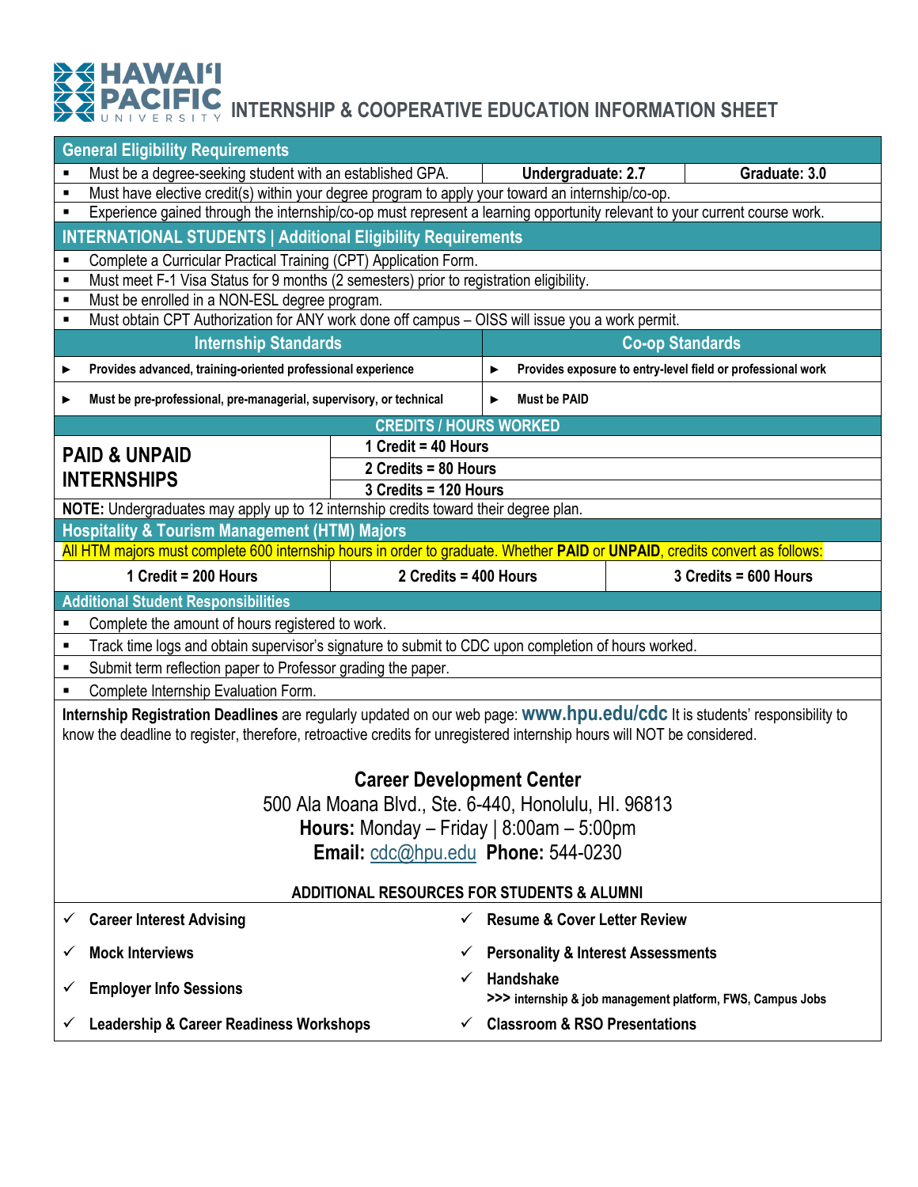# HAWAIʻI PACIFIC UNIVERSITY INTERNSHIP & COOPERATIVE EDUCATION INFORMATION SHEET

## General Eligibility Requirements

| | | |
|---|---|---|
| ▪ Must be a degree-seeking student with an established GPA. | **Undergraduate: 2.7** | **Graduate: 3.0** |

- Must have elective credit(s) within your degree program to apply your toward an internship/co-op.
- Experience gained through the internship/co-op must represent a learning opportunity relevant to your current course work.

## INTERNATIONAL STUDENTS | Additional Eligibility Requirements

- Complete a Curricular Practical Training (CPT) Application Form.
- Must meet F-1 Visa Status for 9 months (2 semesters) prior to registration eligibility.
- Must be enrolled in a NON-ESL degree program.
- Must obtain CPT Authorization for ANY work done off campus – OISS will issue you a work permit.

| Internship Standards | Co-op Standards |
|---|---|
| ► **Provides advanced, training-oriented professional experience** | ► **Provides exposure to entry-level field or professional work** |
| ► **Must be pre-professional, pre-managerial, supervisory, or technical** | ► **Must be PAID** |

## CREDITS / HOURS WORKED

| | |
|---|---|
| **PAID & UNPAID INTERNSHIPS** | **1 Credit = 40 Hours** |
| | **2 Credits = 80 Hours** |
| | **3 Credits = 120 Hours** |

**NOTE:** Undergraduates may apply up to 12 internship credits toward their degree plan.

## Hospitality & Tourism Management (HTM) Majors

All HTM majors must complete 600 internship hours in order to graduate. Whether **PAID** or **UNPAID**, credits convert as follows:

| | | |
|---|---|---|
| **1 Credit = 200 Hours** | **2 Credits = 400 Hours** | **3 Credits = 600 Hours** |

## Additional Student Responsibilities

- Complete the amount of hours registered to work.
- Track time logs and obtain supervisor's signature to submit to CDC upon completion of hours worked.
- Submit term reflection paper to Professor grading the paper.
- Complete Internship Evaluation Form.

**Internship Registration Deadlines** are regularly updated on our web page: **www.hpu.edu/cdc** It is students' responsibility to know the deadline to register, therefore, retroactive credits for unregistered internship hours will NOT be considered.

**Career Development Center**
500 Ala Moana Blvd., Ste. 6-440, Honolulu, HI. 96813
**Hours:** Monday – Friday | 8:00am – 5:00pm
**Email:** cdc@hpu.edu **Phone:** 544-0230

### ADDITIONAL RESOURCES FOR STUDENTS & ALUMNI

- ✓ **Career Interest Advising**
- ✓ **Resume & Cover Letter Review**
- ✓ **Mock Interviews**
- ✓ **Personality & Interest Assessments**
- ✓ **Employer Info Sessions**
- ✓ **Handshake**
  >>> **internship & job management platform, FWS, Campus Jobs**
- ✓ **Leadership & Career Readiness Workshops**
- ✓ **Classroom & RSO Presentations**